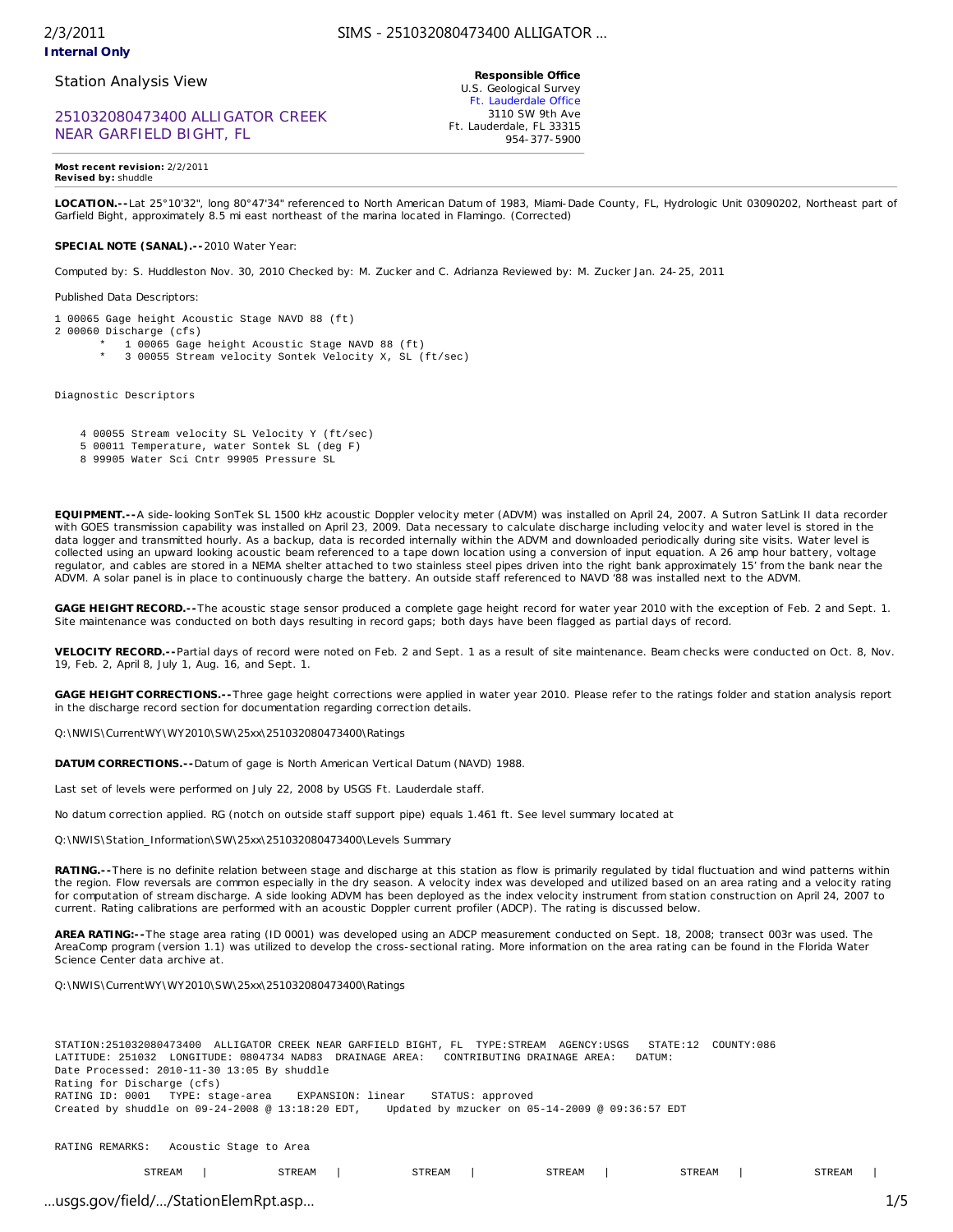**Internal Only**

Station Analysis View

## 251032080473400 ALLIGATOR CREEK NEAR GARFIELD BIGHT, FL

**Responsible Office**
U.S. Geological Survey
Ft. Lauderdale Office
3110 SW 9th Ave
Ft. Lauderdale, FL 33315
954-377-5900

**Most recent revision:** 2/2/2011
**Revised by:** shuddle

**LOCATION.--**Lat 25°10'32", long 80°47'34" referenced to North American Datum of 1983, Miami-Dade County, FL, Hydrologic Unit 03090202, Northeast part of Garfield Bight, approximately 8.5 mi east northeast of the marina located in Flamingo. (Corrected)

**SPECIAL NOTE (SANAL).--**2010 Water Year:

Computed by: S. Huddleston Nov. 30, 2010 Checked by: M. Zucker and C. Adrianza Reviewed by: M. Zucker Jan. 24-25, 2011

Published Data Descriptors:

```
1 00065 Gage height Acoustic Stage NAVD 88 (ft)
2 00060 Discharge (cfs)
       *   1 00065 Gage height Acoustic Stage NAVD 88 (ft)
       *   3 00055 Stream velocity Sontek Velocity X, SL (ft/sec)
```

Diagnostic Descriptors

```
    4 00055 Stream velocity SL Velocity Y (ft/sec)
    5 00011 Temperature, water Sontek SL (deg F)
    8 99905 Water Sci Cntr 99905 Pressure SL
```

**EQUIPMENT.--**A side-looking SonTek SL 1500 kHz acoustic Doppler velocity meter (ADVM) was installed on April 24, 2007. A Sutron SatLink II data recorder with GOES transmission capability was installed on April 23, 2009. Data necessary to calculate discharge including velocity and water level is stored in the data logger and transmitted hourly. As a backup, data is recorded internally within the ADVM and downloaded periodically during site visits. Water level is collected using an upward looking acoustic beam referenced to a tape down location using a conversion of input equation. A 26 amp hour battery, voltage regulator, and cables are stored in a NEMA shelter attached to two stainless steel pipes driven into the right bank approximately 15' from the bank near the ADVM. A solar panel is in place to continuously charge the battery. An outside staff referenced to NAVD '88 was installed next to the ADVM.

**GAGE HEIGHT RECORD.--**The acoustic stage sensor produced a complete gage height record for water year 2010 with the exception of Feb. 2 and Sept. 1. Site maintenance was conducted on both days resulting in record gaps; both days have been flagged as partial days of record.

**VELOCITY RECORD.--**Partial days of record were noted on Feb. 2 and Sept. 1 as a result of site maintenance. Beam checks were conducted on Oct. 8, Nov. 19, Feb. 2, April 8, July 1, Aug. 16, and Sept. 1.

**GAGE HEIGHT CORRECTIONS.--**Three gage height corrections were applied in water year 2010. Please refer to the ratings folder and station analysis report in the discharge record section for documentation regarding correction details.

Q:\NWIS\CurrentWY\WY2010\SW\25xx\251032080473400\Ratings

**DATUM CORRECTIONS.--**Datum of gage is North American Vertical Datum (NAVD) 1988.

Last set of levels were performed on July 22, 2008 by USGS Ft. Lauderdale staff.

No datum correction applied. RG (notch on outside staff support pipe) equals 1.461 ft. See level summary located at

Q:\NWIS\Station_Information\SW\25xx\251032080473400\Levels Summary

**RATING.--**There is no definite relation between stage and discharge at this station as flow is primarily regulated by tidal fluctuation and wind patterns within the region. Flow reversals are common especially in the dry season. A velocity index was developed and utilized based on an area rating and a velocity rating for computation of stream discharge. A side looking ADVM has been deployed as the index velocity instrument from station construction on April 24, 2007 to current. Rating calibrations are performed with an acoustic Doppler current profiler (ADCP). The rating is discussed below.

**AREA RATING:--**The stage area rating (ID 0001) was developed using an ADCP measurement conducted on Sept. 18, 2008; transect 003r was used. The AreaComp program (version 1.1) was utilized to develop the cross-sectional rating. More information on the area rating can be found in the Florida Water Science Center data archive at.

Q:\NWIS\CurrentWY\WY2010\SW\25xx\251032080473400\Ratings

```
STATION:251032080473400  ALLIGATOR CREEK NEAR GARFIELD BIGHT, FL  TYPE:STREAM  AGENCY:USGS   STATE:12  COUNTY:086
LATITUDE: 251032  LONGITUDE: 0804734 NAD83  DRAINAGE AREA:   CONTRIBUTING DRAINAGE AREA:   DATUM:
Date Processed: 2010-11-30 13:05 By shuddle
Rating for Discharge (cfs)
RATING ID: 0001   TYPE: stage-area    EXPANSION: linear    STATUS: approved
Created by shuddle on 09-24-2008 @ 13:18:20 EDT,    Updated by mzucker on 05-14-2009 @ 09:36:57 EDT


RATING REMARKS:   Acoustic Stage to Area

              STREAM   |          STREAM   |          STREAM   |          STREAM   |          STREAM   |          STREAM   |
```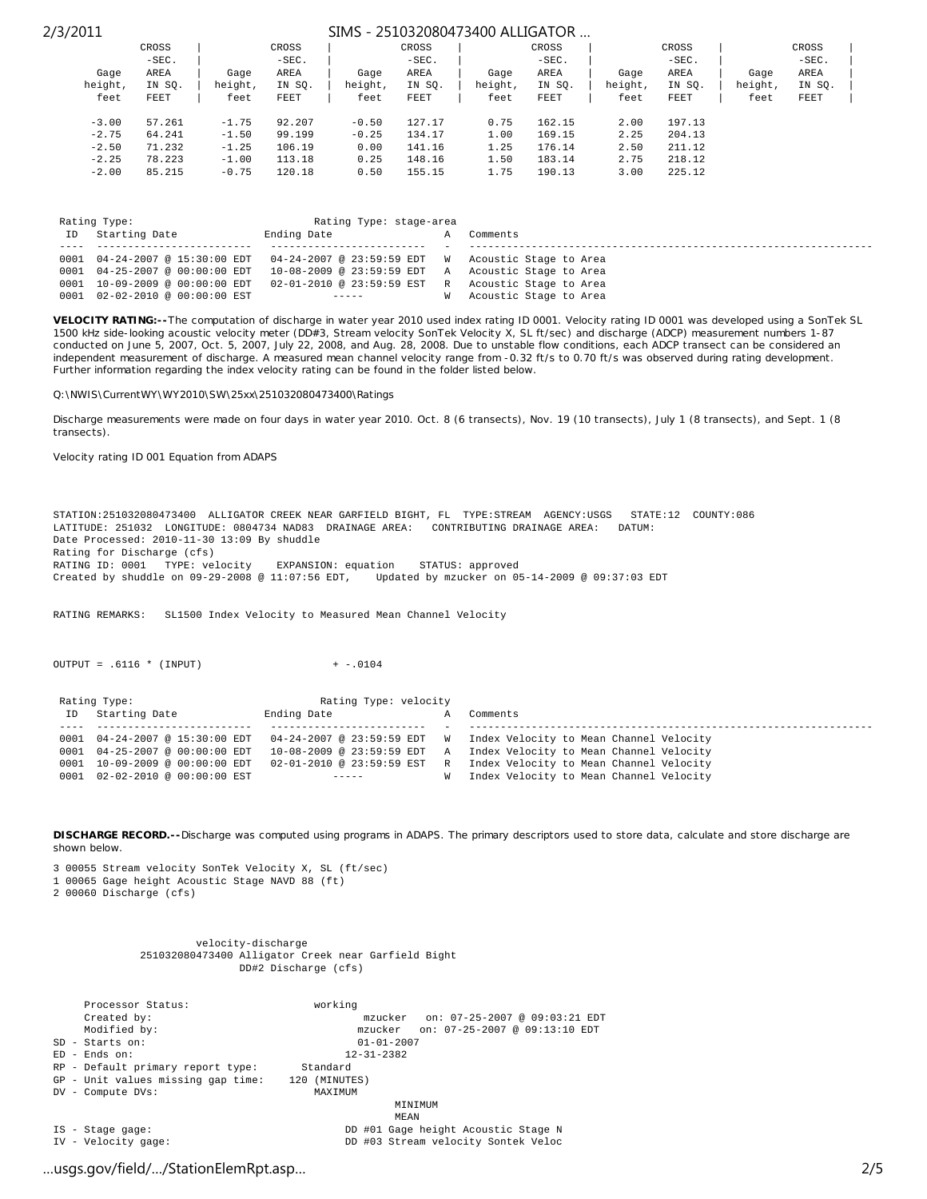| Gage height, feet | CROSS -SEC. AREA IN SQ. FEET | Gage height, feet | CROSS -SEC. AREA IN SQ. FEET | Gage height, feet | CROSS -SEC. AREA IN SQ. FEET | Gage height, feet | CROSS -SEC. AREA IN SQ. FEET | Gage height, feet | CROSS -SEC. AREA IN SQ. FEET | Gage height, feet | CROSS -SEC. AREA IN SQ. FEET |
|---|---|---|---|---|---|---|---|---|---|---|---|
| -3.00 | 57.261 | -1.75 | 92.207 | -0.50 | 127.17 | 0.75 | 162.15 | 2.00 | 197.13 | | |
| -2.75 | 64.241 | -1.50 | 99.199 | -0.25 | 134.17 | 1.00 | 169.15 | 2.25 | 204.13 | | |
| -2.50 | 71.232 | -1.25 | 106.19 | 0.00 | 141.16 | 1.25 | 176.14 | 2.50 | 211.12 | | |
| -2.25 | 78.223 | -1.00 | 113.18 | 0.25 | 148.16 | 1.50 | 183.14 | 2.75 | 218.12 | | |
| -2.00 | 85.215 | -0.75 | 120.18 | 0.50 | 155.15 | 1.75 | 190.13 | 3.00 | 225.12 | | |

```
 Rating Type:                        Rating Type: stage-area
  ID   Starting Date              Ending Date                A   Comments
 ----  ------------------------   ------------------------   -   ----------------------------------------------------------------
 0001  04-24-2007 @ 15:30:00 EDT  04-24-2007 @ 23:59:59 EDT  W   Acoustic Stage to Area
 0001  04-25-2007 @ 00:00:00 EDT  10-08-2009 @ 23:59:59 EDT  A   Acoustic Stage to Area
 0001  10-09-2009 @ 00:00:00 EDT  02-01-2010 @ 23:59:59 EST  R   Acoustic Stage to Area
 0001  02-02-2010 @ 00:00:00 EST            -----            W   Acoustic Stage to Area
```

**VELOCITY RATING:--**The computation of discharge in water year 2010 used index rating ID 0001. Velocity rating ID 0001 was developed using a SonTek SL 1500 kHz side-looking acoustic velocity meter (DD#3, Stream velocity SonTek Velocity X, SL ft/sec) and discharge (ADCP) measurement numbers 1-87 conducted on June 5, 2007, Oct. 5, 2007, July 22, 2008, and Aug. 28, 2008. Due to unstable flow conditions, each ADCP transect can be considered an independent measurement of discharge. A measured mean channel velocity range from -0.32 ft/s to 0.70 ft/s was observed during rating development. Further information regarding the index velocity rating can be found in the folder listed below.

Q:\NWIS\CurrentWY\WY2010\SW\25xx\251032080473400\Ratings

Discharge measurements were made on four days in water year 2010. Oct. 8 (6 transects), Nov. 19 (10 transects), July 1 (8 transects), and Sept. 1 (8 transects).

Velocity rating ID 001 Equation from ADAPS

```
STATION:251032080473400  ALLIGATOR CREEK NEAR GARFIELD BIGHT, FL  TYPE:STREAM  AGENCY:USGS   STATE:12  COUNTY:086
LATITUDE: 251032  LONGITUDE: 0804734 NAD83  DRAINAGE AREA:   CONTRIBUTING DRAINAGE AREA:   DATUM:
Date Processed: 2010-11-30 13:09 By shuddle
Rating for Discharge (cfs)
RATING ID: 0001   TYPE: velocity    EXPANSION: equation    STATUS: approved
Created by shuddle on 09-29-2008 @ 11:07:56 EDT,    Updated by mzucker on 05-14-2009 @ 09:37:03 EDT


RATING REMARKS:   SL1500 Index Velocity to Measured Mean Channel Velocity



OUTPUT = .6116 * (INPUT)                    + -.0104


 Rating Type:                         Rating Type: velocity
  ID   Starting Date              Ending Date                A   Comments
 ----  ------------------------   ------------------------   -   ----------------------------------------------------------------
 0001  04-24-2007 @ 15:30:00 EDT  04-24-2007 @ 23:59:59 EDT  W   Index Velocity to Mean Channel Velocity
 0001  04-25-2007 @ 00:00:00 EDT  10-08-2009 @ 23:59:59 EDT  A   Index Velocity to Mean Channel Velocity
 0001  10-09-2009 @ 00:00:00 EDT  02-01-2010 @ 23:59:59 EST  R   Index Velocity to Mean Channel Velocity
 0001  02-02-2010 @ 00:00:00 EST            -----            W   Index Velocity to Mean Channel Velocity
```

**DISCHARGE RECORD.--**Discharge was computed using programs in ADAPS. The primary descriptors used to store data, calculate and store discharge are shown below.

3 00055 Stream velocity SonTek Velocity X, SL (ft/sec)
1 00065 Gage height Acoustic Stage NAVD 88 (ft)
2 00060 Discharge (cfs)

```
                      velocity-discharge
            251032080473400 Alligator Creek near Garfield Bight
                          DD#2 Discharge (cfs)


     Processor Status:                    working
     Created by:                                 mzucker   on: 07-25-2007 @ 09:03:21 EDT
     Modified by:                               mzucker   on: 07-25-2007 @ 09:13:10 EDT
SD - Starts on:                                 01-01-2007
ED - Ends on:                                 12-31-2382
RP - Default primary report type:       Standard
GP - Unit values missing gap time:    120 (MINUTES)
DV - Compute DVs:                         MAXIMUM
                                                      MINIMUM
                                                      MEAN
IS - Stage gage:                              DD #01 Gage height Acoustic Stage N
IV - Velocity gage:                           DD #03 Stream velocity Sontek Veloc
```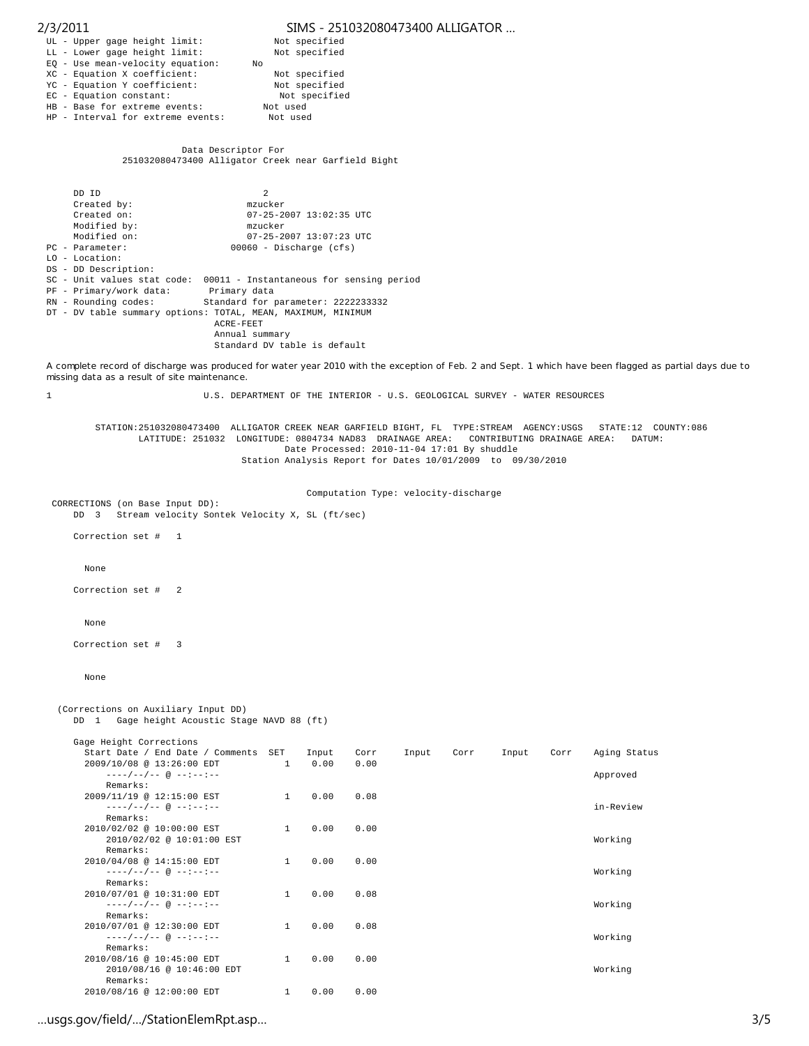```
UL - Upper gage height limit:             Not specified
LL - Lower gage height limit:             Not specified
EQ - Use mean-velocity equation:      No
XC - Equation X coefficient:              Not specified
YC - Equation Y coefficient:              Not specified
EC - Equation constant:                    Not specified
HB - Base for extreme events:           Not used
HP - Interval for extreme events:        Not used
```

```
                     Data Descriptor For
          251032080473400 Alligator Creek near Garfield Bight


     DD ID                              2
     Created by:                     mzucker
     Created on:                     07-25-2007 13:02:35 UTC
     Modified by:                    mzucker
     Modified on:                    07-25-2007 13:07:23 UTC
PC - Parameter:                   00060 - Discharge (cfs)
LO - Location:
DS - DD Description:
SC - Unit values stat code:  00011 - Instantaneous for sensing period
PF - Primary/work data:       Primary data
RN - Rounding codes:         Standard for parameter: 2222233332
DT - DV table summary options: TOTAL, MEAN, MAXIMUM, MINIMUM
                               ACRE-FEET
                               Annual summary
                               Standard DV table is default
```

A complete record of discharge was produced for water year 2010 with the exception of Feb. 2 and Sept. 1 which have been flagged as partial days due to missing data as a result of site maintenance.

```
1                            U.S. DEPARTMENT OF THE INTERIOR - U.S. GEOLOGICAL SURVEY - WATER RESOURCES


        STATION:251032080473400  ALLIGATOR CREEK NEAR GARFIELD BIGHT, FL  TYPE:STREAM  AGENCY:USGS   STATE:12  COUNTY:086
                LATITUDE: 251032  LONGITUDE: 0804734 NAD83  DRAINAGE AREA:   CONTRIBUTING DRAINAGE AREA:   DATUM:
                                        Date Processed: 2010-11-04 17:01 By shuddle
                                   Station Analysis Report for Dates 10/01/2009  to  09/30/2010


                                           Computation Type: velocity-discharge
 CORRECTIONS (on Base Input DD):
     DD  3   Stream velocity Sontek Velocity X, SL (ft/sec)

     Correction set #   1


       None

     Correction set #   2


       None

     Correction set #   3


       None


  (Corrections on Auxiliary Input DD)
    DD  1   Gage height Acoustic Stage NAVD 88 (ft)

    Gage Height Corrections
      Start Date / End Date / Comments  SET    Input    Corr    Input    Corr    Input    Corr    Aging Status
      2009/10/08 @ 13:26:00 EDT          1    0.00     0.00
          ----/--/-- @ --:--:--                                                                    Approved
        Remarks:
      2009/11/19 @ 12:15:00 EST          1    0.00     0.08
          ----/--/-- @ --:--:--                                                                    in-Review
        Remarks:
      2010/02/02 @ 10:00:00 EST          1    0.00     0.00
          2010/02/02 @ 10:01:00 EST                                                                Working
        Remarks:
      2010/04/08 @ 14:15:00 EDT          1    0.00     0.00
          ----/--/-- @ --:--:--                                                                    Working
        Remarks:
      2010/07/01 @ 10:31:00 EDT          1    0.00     0.08
          ----/--/-- @ --:--:--                                                                    Working
        Remarks:
      2010/07/01 @ 12:30:00 EDT          1    0.00     0.08
          ----/--/-- @ --:--:--                                                                    Working
        Remarks:
      2010/08/16 @ 10:45:00 EDT          1    0.00     0.00
          2010/08/16 @ 10:46:00 EDT                                                                Working
        Remarks:
      2010/08/16 @ 12:00:00 EDT          1    0.00     0.00
```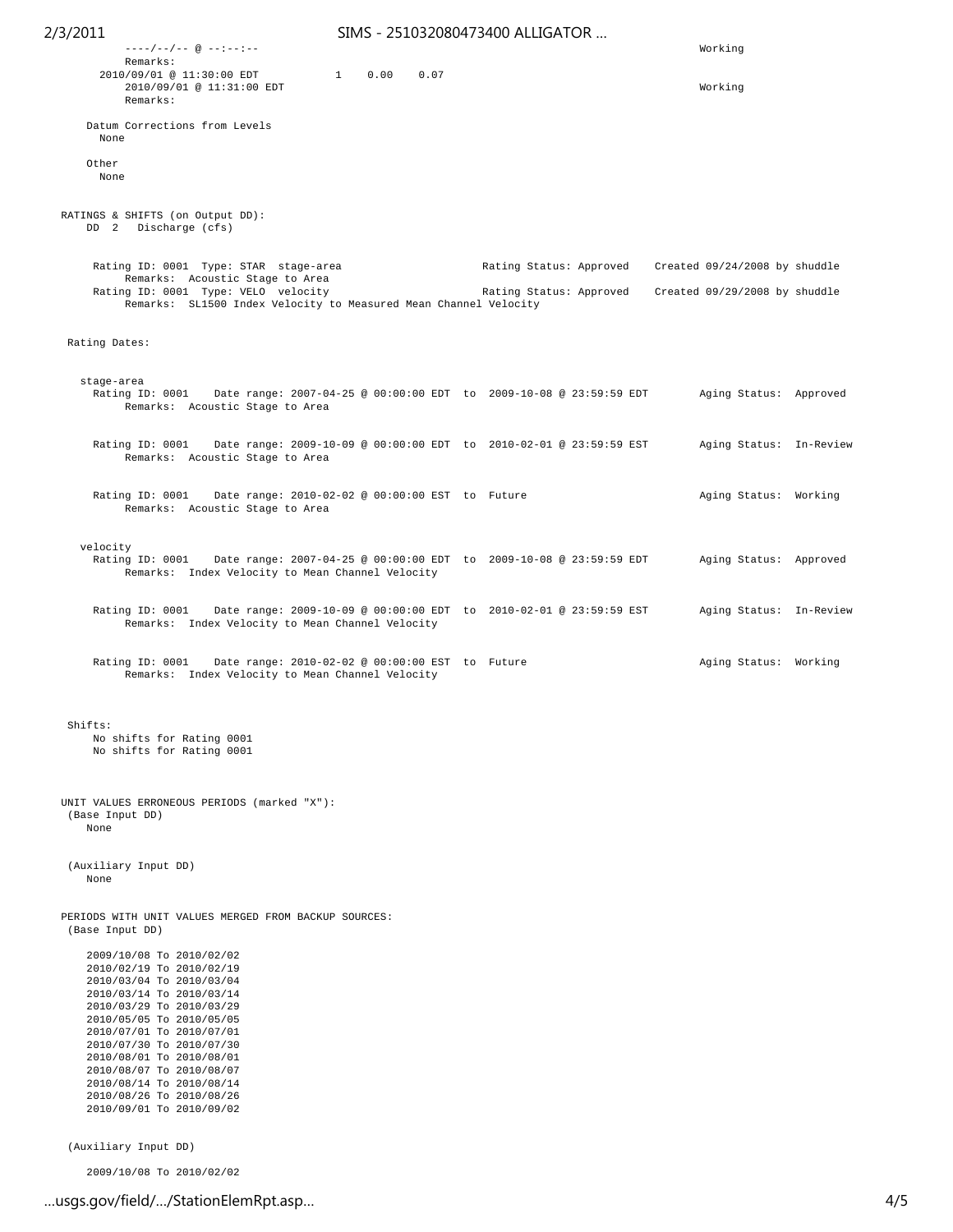```
          ----/--/-- @ --:--:--                                                                         Working
          Remarks:
      2010/09/01 @ 11:30:00 EDT            1    0.00    0.07
          2010/09/01 @ 11:31:00 EDT                                                                     Working
          Remarks:

     Datum Corrections from Levels
       None

     Other
       None


  RATINGS & SHIFTS (on Output DD):
     DD  2   Discharge (cfs)


      Rating ID: 0001  Type: STAR  stage-area                      Rating Status: Approved    Created 09/24/2008 by shuddle
           Remarks:  Acoustic Stage to Area
      Rating ID: 0001  Type: VELO  velocity                        Rating Status: Approved    Created 09/29/2008 by shuddle
           Remarks:  SL1500 Index Velocity to Measured Mean Channel Velocity


   Rating Dates:


    stage-area
      Rating ID: 0001    Date range: 2007-04-25 @ 00:00:00 EDT  to  2009-10-08 @ 23:59:59 EDT       Aging Status:  Approved
           Remarks:  Acoustic Stage to Area


      Rating ID: 0001    Date range: 2009-10-09 @ 00:00:00 EDT  to  2010-02-01 @ 23:59:59 EST       Aging Status:  In-Review
           Remarks:  Acoustic Stage to Area


      Rating ID: 0001    Date range: 2010-02-02 @ 00:00:00 EST  to  Future                          Aging Status:  Working
           Remarks:  Acoustic Stage to Area


    velocity
      Rating ID: 0001    Date range: 2007-04-25 @ 00:00:00 EDT  to  2009-10-08 @ 23:59:59 EDT       Aging Status:  Approved
           Remarks:  Index Velocity to Mean Channel Velocity


      Rating ID: 0001    Date range: 2009-10-09 @ 00:00:00 EDT  to  2010-02-01 @ 23:59:59 EST       Aging Status:  In-Review
           Remarks:  Index Velocity to Mean Channel Velocity


      Rating ID: 0001    Date range: 2010-02-02 @ 00:00:00 EST  to  Future                          Aging Status:  Working
           Remarks:  Index Velocity to Mean Channel Velocity



   Shifts:
      No shifts for Rating 0001
      No shifts for Rating 0001



  UNIT VALUES ERRONEOUS PERIODS (marked "X"):
   (Base Input DD)
     None


   (Auxiliary Input DD)
     None


  PERIODS WITH UNIT VALUES MERGED FROM BACKUP SOURCES:
   (Base Input DD)

     2009/10/08 To 2010/02/02
     2010/02/19 To 2010/02/19
     2010/03/04 To 2010/03/04
     2010/03/14 To 2010/03/14
     2010/03/29 To 2010/03/29
     2010/05/05 To 2010/05/05
     2010/07/01 To 2010/07/01
     2010/07/30 To 2010/07/30
     2010/08/01 To 2010/08/01
     2010/08/07 To 2010/08/07
     2010/08/14 To 2010/08/14
     2010/08/26 To 2010/08/26
     2010/09/01 To 2010/09/02


   (Auxiliary Input DD)

     2009/10/08 To 2010/02/02
```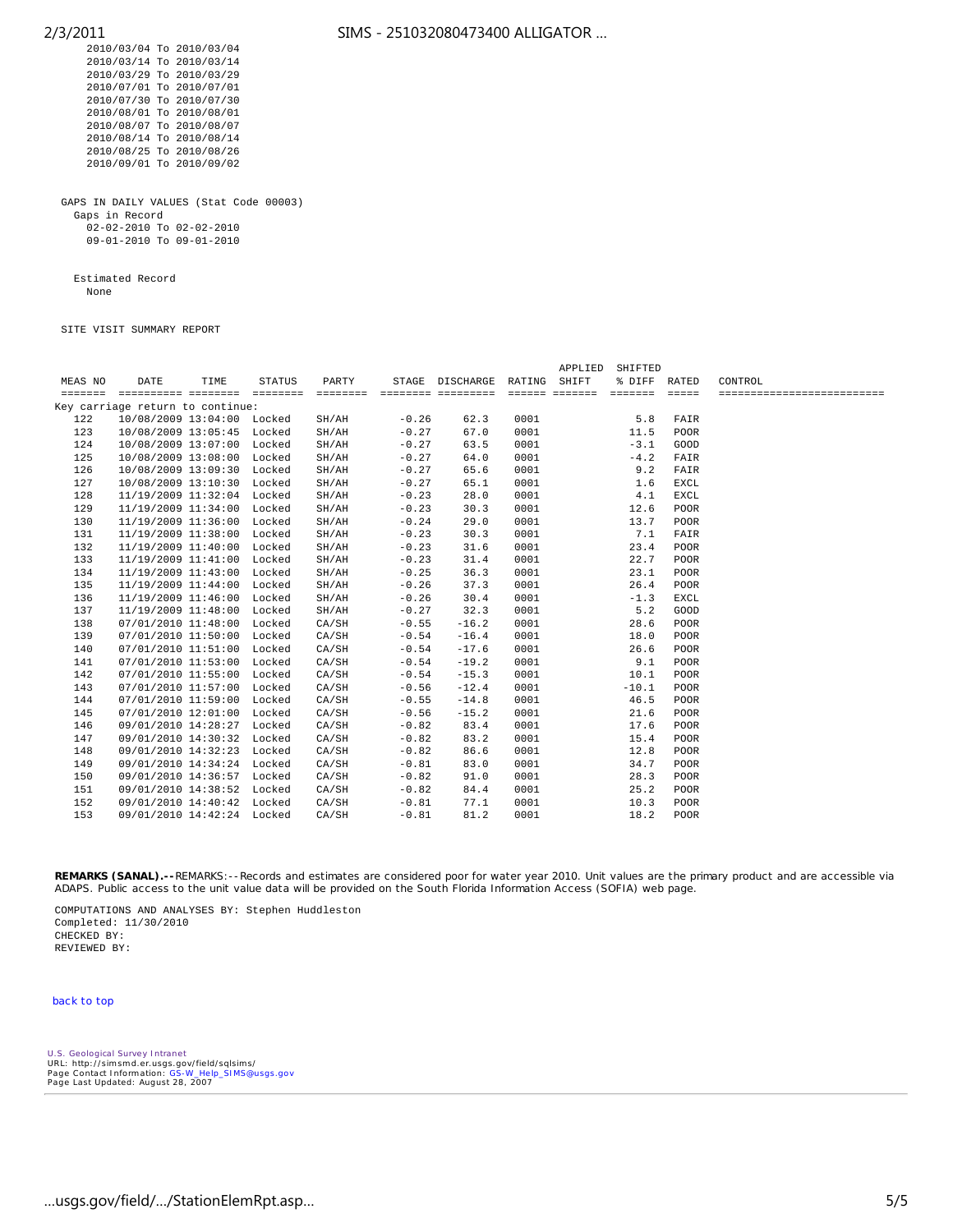2010/03/04 To 2010/03/04
2010/03/14 To 2010/03/14
2010/03/29 To 2010/03/29
2010/07/01 To 2010/07/01
2010/07/30 To 2010/07/30
2010/08/01 To 2010/08/01
2010/08/07 To 2010/08/07
2010/08/14 To 2010/08/14
2010/08/25 To 2010/08/26
2010/09/01 To 2010/09/02

GAPS IN DAILY VALUES (Stat Code 00003)

Gaps in Record

02-02-2010 To 02-02-2010
09-01-2010 To 09-01-2010

Estimated Record

None

SITE VISIT SUMMARY REPORT

Key carriage return to continue:

| MEAS NO | DATE | TIME | STATUS | PARTY | STAGE | DISCHARGE | RATING | APPLIED SHIFT | SHIFTED % DIFF | RATED | CONTROL |
|---|---|---|---|---|---|---|---|---|---|---|---|
| 122 | 10/08/2009 | 13:04:00 | Locked | SH/AH | -0.26 | 62.3 | 0001 | | 5.8 | FAIR | |
| 123 | 10/08/2009 | 13:05:45 | Locked | SH/AH | -0.27 | 67.0 | 0001 | | 11.5 | POOR | |
| 124 | 10/08/2009 | 13:07:00 | Locked | SH/AH | -0.27 | 63.5 | 0001 | | -3.1 | GOOD | |
| 125 | 10/08/2009 | 13:08:00 | Locked | SH/AH | -0.27 | 64.0 | 0001 | | -4.2 | FAIR | |
| 126 | 10/08/2009 | 13:09:30 | Locked | SH/AH | -0.27 | 65.6 | 0001 | | 9.2 | FAIR | |
| 127 | 10/08/2009 | 13:10:30 | Locked | SH/AH | -0.27 | 65.1 | 0001 | | 1.6 | EXCL | |
| 128 | 11/19/2009 | 11:32:04 | Locked | SH/AH | -0.23 | 28.0 | 0001 | | 4.1 | EXCL | |
| 129 | 11/19/2009 | 11:34:00 | Locked | SH/AH | -0.23 | 30.3 | 0001 | | 12.6 | POOR | |
| 130 | 11/19/2009 | 11:36:00 | Locked | SH/AH | -0.24 | 29.0 | 0001 | | 13.7 | POOR | |
| 131 | 11/19/2009 | 11:38:00 | Locked | SH/AH | -0.23 | 30.3 | 0001 | | 7.1 | FAIR | |
| 132 | 11/19/2009 | 11:40:00 | Locked | SH/AH | -0.23 | 31.6 | 0001 | | 23.4 | POOR | |
| 133 | 11/19/2009 | 11:41:00 | Locked | SH/AH | -0.23 | 31.4 | 0001 | | 22.7 | POOR | |
| 134 | 11/19/2009 | 11:43:00 | Locked | SH/AH | -0.25 | 36.3 | 0001 | | 23.1 | POOR | |
| 135 | 11/19/2009 | 11:44:00 | Locked | SH/AH | -0.26 | 37.3 | 0001 | | 26.4 | POOR | |
| 136 | 11/19/2009 | 11:46:00 | Locked | SH/AH | -0.26 | 30.4 | 0001 | | -1.3 | EXCL | |
| 137 | 11/19/2009 | 11:48:00 | Locked | SH/AH | -0.27 | 32.3 | 0001 | | 5.2 | GOOD | |
| 138 | 07/01/2010 | 11:48:00 | Locked | CA/SH | -0.55 | -16.2 | 0001 | | 28.6 | POOR | |
| 139 | 07/01/2010 | 11:50:00 | Locked | CA/SH | -0.54 | -16.4 | 0001 | | 18.0 | POOR | |
| 140 | 07/01/2010 | 11:51:00 | Locked | CA/SH | -0.54 | -17.6 | 0001 | | 26.6 | POOR | |
| 141 | 07/01/2010 | 11:53:00 | Locked | CA/SH | -0.54 | -19.2 | 0001 | | 9.1 | POOR | |
| 142 | 07/01/2010 | 11:55:00 | Locked | CA/SH | -0.54 | -15.3 | 0001 | | 10.1 | POOR | |
| 143 | 07/01/2010 | 11:57:00 | Locked | CA/SH | -0.56 | -12.4 | 0001 | | -10.1 | POOR | |
| 144 | 07/01/2010 | 11:59:00 | Locked | CA/SH | -0.55 | -14.8 | 0001 | | 46.5 | POOR | |
| 145 | 07/01/2010 | 12:01:00 | Locked | CA/SH | -0.56 | -15.2 | 0001 | | 21.6 | POOR | |
| 146 | 09/01/2010 | 14:28:27 | Locked | CA/SH | -0.82 | 83.4 | 0001 | | 17.6 | POOR | |
| 147 | 09/01/2010 | 14:30:32 | Locked | CA/SH | -0.82 | 83.2 | 0001 | | 15.4 | POOR | |
| 148 | 09/01/2010 | 14:32:23 | Locked | CA/SH | -0.82 | 86.6 | 0001 | | 12.8 | POOR | |
| 149 | 09/01/2010 | 14:34:24 | Locked | CA/SH | -0.81 | 83.0 | 0001 | | 34.7 | POOR | |
| 150 | 09/01/2010 | 14:36:57 | Locked | CA/SH | -0.82 | 91.0 | 0001 | | 28.3 | POOR | |
| 151 | 09/01/2010 | 14:38:52 | Locked | CA/SH | -0.82 | 84.4 | 0001 | | 25.2 | POOR | |
| 152 | 09/01/2010 | 14:40:42 | Locked | CA/SH | -0.81 | 77.1 | 0001 | | 10.3 | POOR | |
| 153 | 09/01/2010 | 14:42:24 | Locked | CA/SH | -0.81 | 81.2 | 0001 | | 18.2 | POOR | |

**REMARKS (SANAL).--**REMARKS:--Records and estimates are considered poor for water year 2010. Unit values are the primary product and are accessible via ADAPS. Public access to the unit value data will be provided on the South Florida Information Access (SOFIA) web page.

COMPUTATIONS AND ANALYSES BY: Stephen Huddleston
Completed: 11/30/2010
CHECKED BY:
REVIEWED BY:

back to top

U.S. Geological Survey Intranet
URL: http://simsmd.er.usgs.gov/field/sqlsims/
Page Contact Information: GS-W_Help_SIMS@usgs.gov
Page Last Updated: August 28, 2007